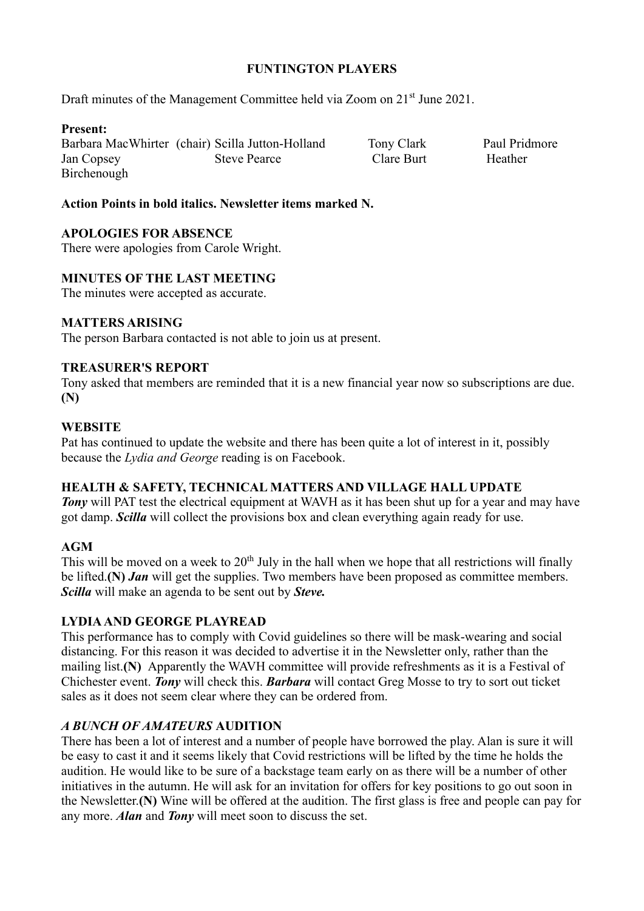**FUNTINGTON PLAYERS**

Draft minutes of the Management Committee held via Zoom on 21st June 2021.

**Present:**

Barbara MacWhirter (chair) Scilla Jutton-Holland Tony Clark Paul Pridmore
Jan Copsey Steve Pearce Clare Burt Heather Birchenough

**Action Points in bold italics. Newsletter items marked N.**

**APOLOGIES FOR ABSENCE**

There were apologies from Carole Wright.

**MINUTES OF THE LAST MEETING**

The minutes were accepted as accurate.

**MATTERS ARISING**

The person Barbara contacted is not able to join us at present.

**TREASURER'S REPORT**

Tony asked that members are reminded that it is a new financial year now so subscriptions are due. **(N)**

**WEBSITE**

Pat has continued to update the website and there has been quite a lot of interest in it, possibly because the *Lydia and George* reading is on Facebook.

**HEALTH & SAFETY, TECHNICAL MATTERS AND VILLAGE HALL UPDATE**

***Tony*** will PAT test the electrical equipment at WAVH as it has been shut up for a year and may have got damp. ***Scilla*** will collect the provisions box and clean everything again ready for use.

**AGM**

This will be moved on a week to 20th July in the hall when we hope that all restrictions will finally be lifted.**(N)** ***Jan*** will get the supplies. Two members have been proposed as committee members. ***Scilla*** will make an agenda to be sent out by ***Steve.***

**LYDIA AND GEORGE PLAYREAD**

This performance has to comply with Covid guidelines so there will be mask-wearing and social distancing. For this reason it was decided to advertise it in the Newsletter only, rather than the mailing list.**(N)** Apparently the WAVH committee will provide refreshments as it is a Festival of Chichester event. ***Tony*** will check this. ***Barbara*** will contact Greg Mosse to try to sort out ticket sales as it does not seem clear where they can be ordered from.

***A BUNCH OF AMATEURS* AUDITION**

There has been a lot of interest and a number of people have borrowed the play. Alan is sure it will be easy to cast it and it seems likely that Covid restrictions will be lifted by the time he holds the audition. He would like to be sure of a backstage team early on as there will be a number of other initiatives in the autumn. He will ask for an invitation for offers for key positions to go out soon in the Newsletter.**(N)** Wine will be offered at the audition. The first glass is free and people can pay for any more. ***Alan*** and ***Tony*** will meet soon to discuss the set.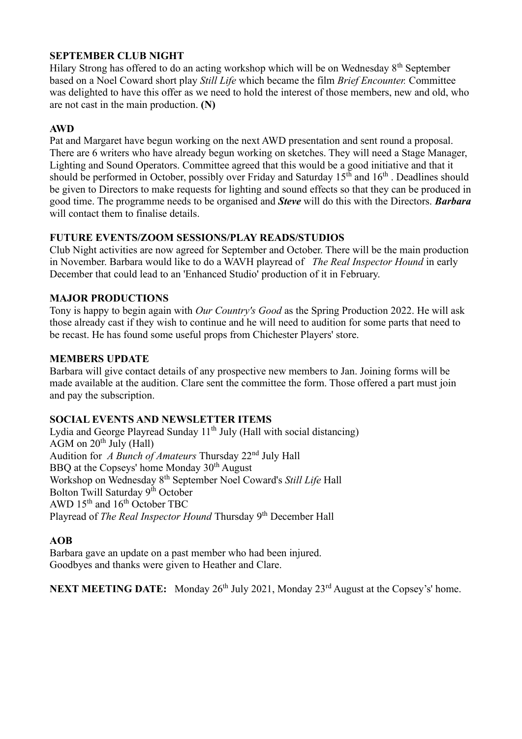**SEPTEMBER CLUB NIGHT**

Hilary Strong has offered to do an acting workshop which will be on Wednesday 8th September based on a Noel Coward short play *Still Life* which became the film *Brief Encounter.* Committee was delighted to have this offer as we need to hold the interest of those members, new and old, who are not cast in the main production. **(N)**

**AWD**

Pat and Margaret have begun working on the next AWD presentation and sent round a proposal. There are 6 writers who have already begun working on sketches. They will need a Stage Manager, Lighting and Sound Operators. Committee agreed that this would be a good initiative and that it should be performed in October, possibly over Friday and Saturday 15th and 16th . Deadlines should be given to Directors to make requests for lighting and sound effects so that they can be produced in good time. The programme needs to be organised and ***Steve*** will do this with the Directors. ***Barbara*** will contact them to finalise details.

**FUTURE EVENTS/ZOOM SESSIONS/PLAY READS/STUDIOS**

Club Night activities are now agreed for September and October. There will be the main production in November. Barbara would like to do a WAVH playread of *The Real Inspector Hound* in early December that could lead to an 'Enhanced Studio' production of it in February.

**MAJOR PRODUCTIONS**

Tony is happy to begin again with *Our Country's Good* as the Spring Production 2022. He will ask those already cast if they wish to continue and he will need to audition for some parts that need to be recast. He has found some useful props from Chichester Players' store.

**MEMBERS UPDATE**

Barbara will give contact details of any prospective new members to Jan. Joining forms will be made available at the audition. Clare sent the committee the form. Those offered a part must join and pay the subscription.

**SOCIAL EVENTS AND NEWSLETTER ITEMS**

Lydia and George Playread Sunday 11th July (Hall with social distancing)
AGM on 20th July (Hall)
Audition for *A Bunch of Amateurs* Thursday 22nd July Hall
BBQ at the Copseys' home Monday 30th August
Workshop on Wednesday 8th September Noel Coward's *Still Life* Hall
Bolton Twill Saturday 9th October
AWD 15th and 16th October TBC
Playread of *The Real Inspector Hound* Thursday 9th December Hall

**AOB**

Barbara gave an update on a past member who had been injured.
Goodbyes and thanks were given to Heather and Clare.

**NEXT MEETING DATE:** Monday 26th July 2021, Monday 23rd August at the Copsey's' home.